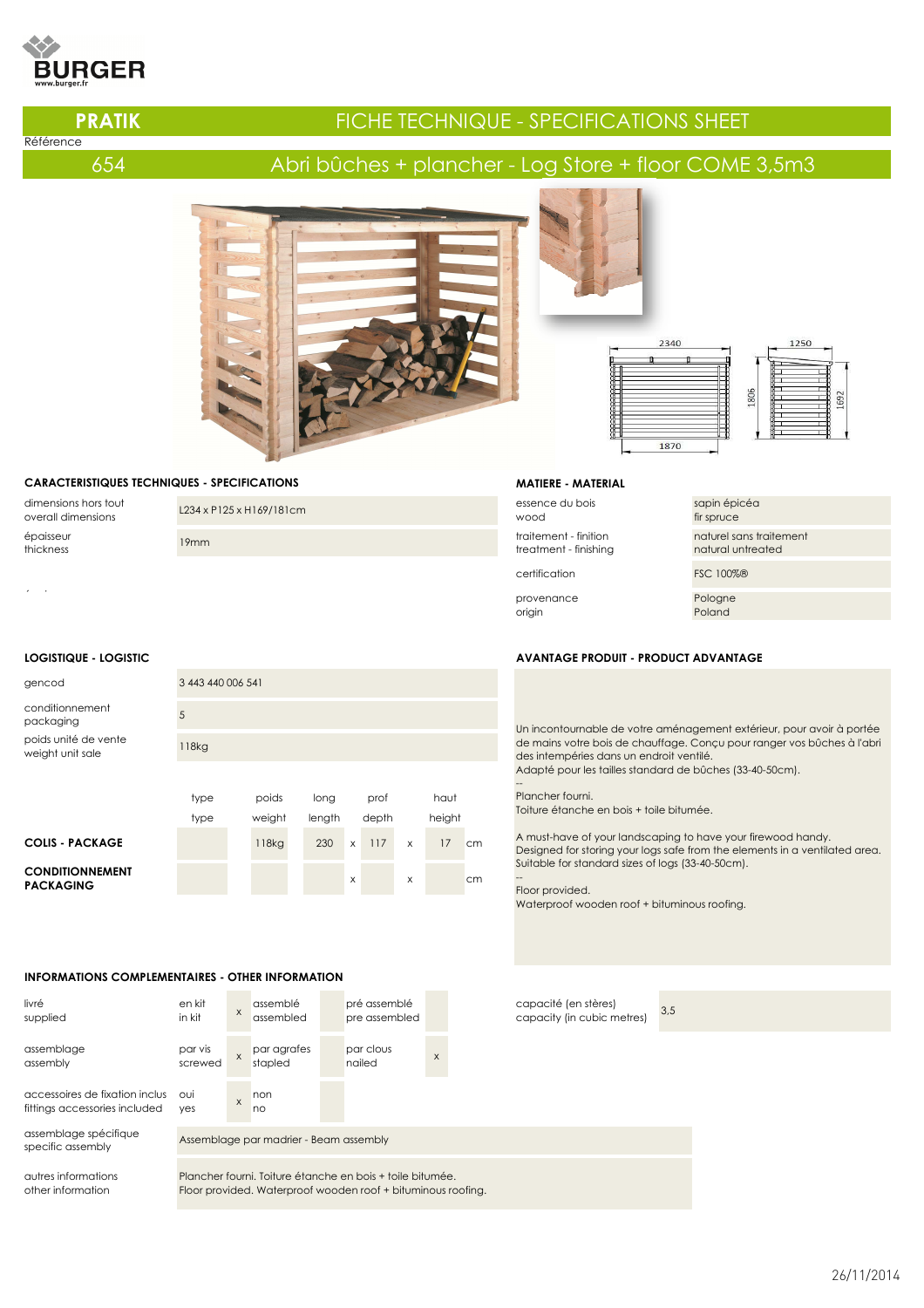BURGER
www.burger.fr

# PRATIK — FICHE TECHNIQUE - SPECIFICATIONS SHEET

Référence

## 654 — Abri bûches + plancher - Log Store + floor COME 3,5m3

2340 — 1250 — 1806 — 1692 — 1870

### CARACTERISTIQUES TECHNIQUES - SPECIFICATIONS

| | |
|---|---|
| dimensions hors tout<br>overall dimensions | L234 x P125 x H169/181cm |
| épaisseur<br>thickness | 19mm |

### MATIERE - MATERIAL

| | |
|---|---|
| essence du bois<br>wood | sapin épicéa<br>fir spruce |
| traitement - finition<br>treatment - finishing | naturel sans traitement<br>natural untreated |
| certification | FSC 100%® |
| provenance<br>origin | Pologne<br>Poland |

### LOGISTIQUE - LOGISTIC

| | |
|---|---|
| gencod | 3 443 440 006 541 |
| conditionnement<br>packaging | 5 |
| poids unité de vente<br>weight unit sale | 118kg |

| | type<br>type | poids<br>weight | long<br>length | | prof<br>depth | | haut<br>height | |
|---|---|---|---|---|---|---|---|---|
| **COLIS - PACKAGE** | | 118kg | 230 | x | 117 | x | 17 | cm |
| **CONDITIONNEMENT PACKAGING** | | | | x | | x | | cm |

### AVANTAGE PRODUIT - PRODUCT ADVANTAGE

Un incontournable de votre aménagement extérieur, pour avoir à portée de mains votre bois de chauffage. Conçu pour ranger vos bûches à l'abri des intempéries dans un endroit ventilé.
Adapté pour les tailles standard de bûches (33-40-50cm).
--
Plancher fourni.
Toiture étanche en bois + toile bitumée.

A must-have of your landscaping to have your firewood handy.
Designed for storing your logs safe from the elements in a ventilated area.
Suitable for standard sizes of logs (33-40-50cm).
--
Floor provided.
Waterproof wooden roof + bituminous roofing.

### INFORMATIONS COMPLEMENTAIRES - OTHER INFORMATION

| | | | | | | |
|---|---|---|---|---|---|---|
| livré<br>supplied | en kit<br>in kit | x | assemblé<br>assembled | | pré assemblé<br>pre assembled | |
| assemblage<br>assembly | par vis<br>screwed | x | par agrafes<br>stapled | | par clous<br>nailed | x |
| accessoires de fixation inclus<br>fittings accessories included | oui<br>yes | x | non<br>no | | | |
| assemblage spécifique<br>specific assembly | Assemblage par madrier - Beam assembly | | | | | |
| autres informations<br>other information | Plancher fourni. Toiture étanche en bois + toile bitumée.<br>Floor provided. Waterproof wooden roof + bituminous roofing. | | | | | |

| | |
|---|---|
| capacité (en stères)<br>capacity (in cubic metres) | 3,5 |

26/11/2014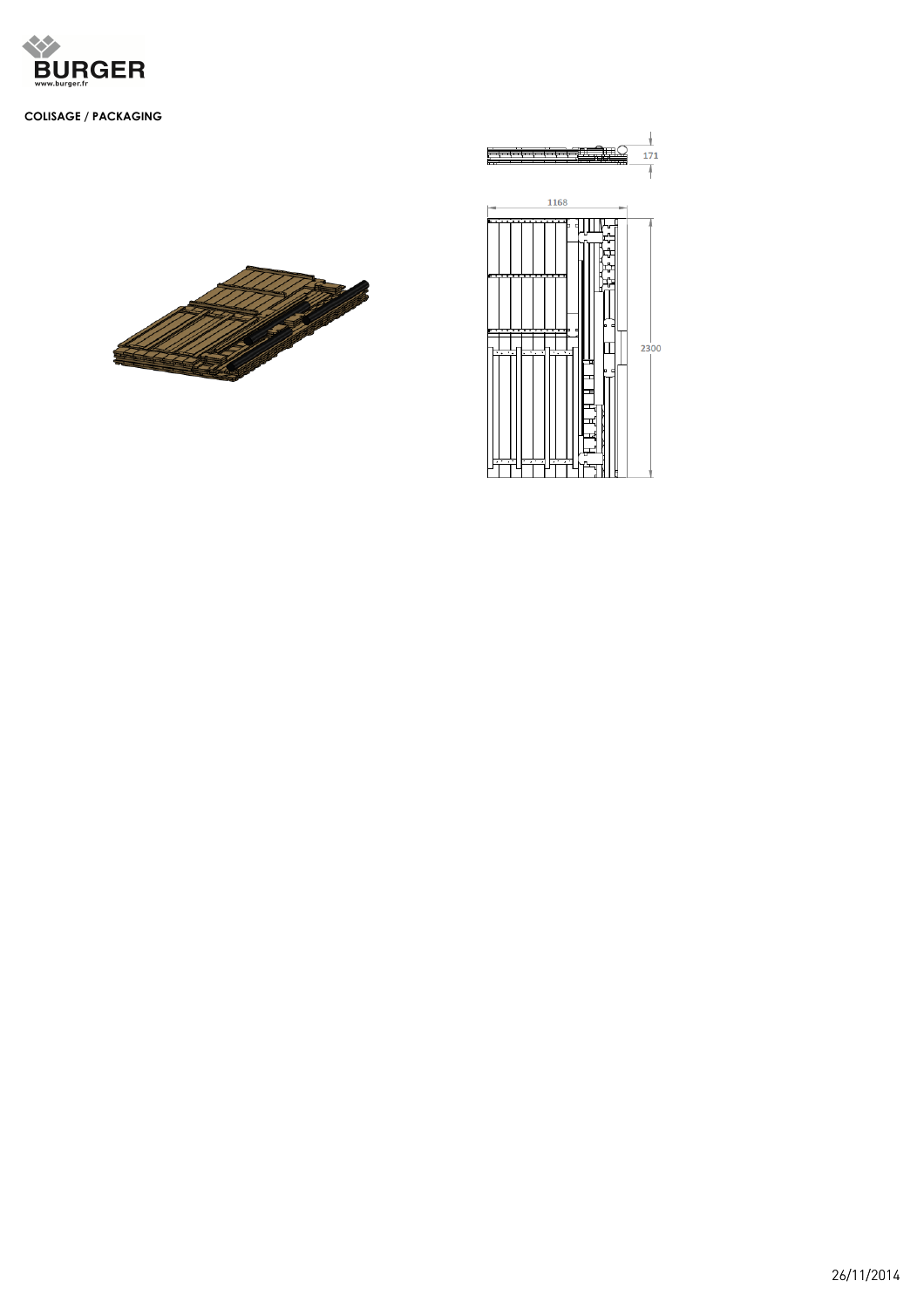BURGER
www.burger.fr

**COLISAGE / PACKAGING**

171

1168

2300

26/11/2014